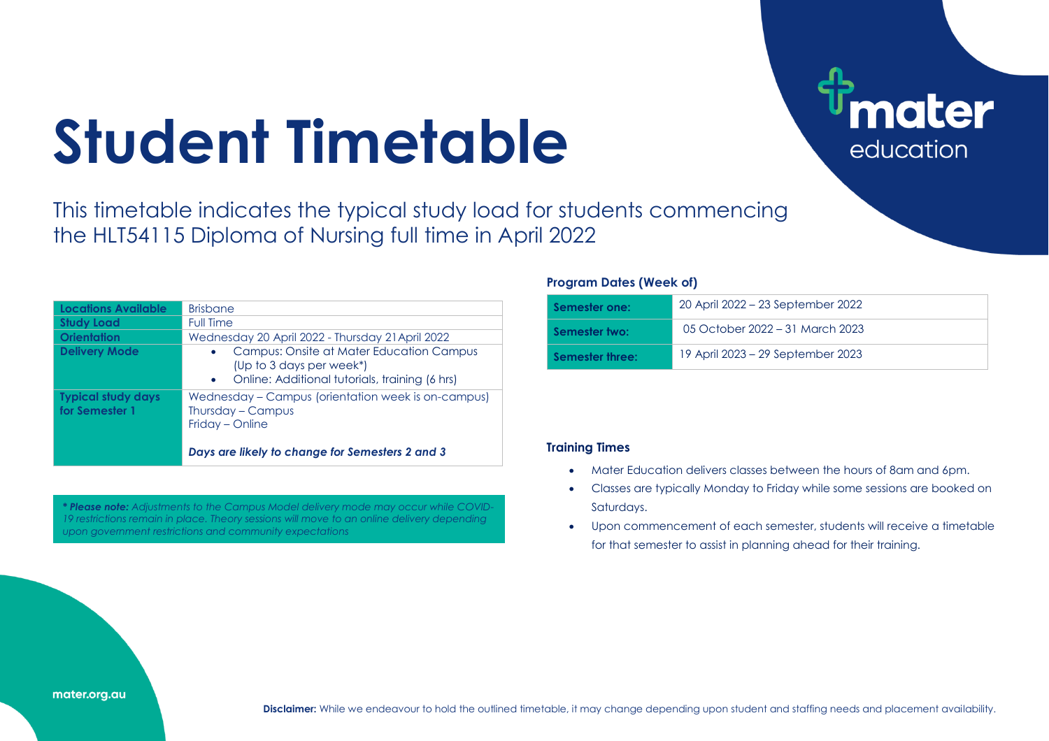# Student Timetable

mater education

This timetable indicates the typical study load for students commencing the HLT54115 Diploma of Nursing full time in April 2022

| | |
|---|---|
| **Locations Available** | Brisbane |
| **Study Load** | Full Time |
| **Orientation** | Wednesday 20 April 2022 - Thursday 21 April 2022 |
| **Delivery Mode** | • Campus: Onsite at Mater Education Campus (Up to 3 days per week*) <br> • Online: Additional tutorials, training (6 hrs) |
| **Typical study days for Semester 1** | Wednesday – Campus (orientation week is on-campus) <br> Thursday – Campus <br> Friday – Online <br><br> ***Days are likely to change for Semesters 2 and 3*** |

*** Please note:** Adjustments to the Campus Model delivery mode may occur while COVID-19 restrictions remain in place. Theory sessions will move to an online delivery depending upon government restrictions and community expectations*

**Program Dates (Week of)**

| | |
|---|---|
| **Semester one:** | 20 April 2022 – 23 September 2022 |
| **Semester two:** | 05 October 2022 – 31 March 2023 |
| **Semester three:** | 19 April 2023 – 29 September 2023 |

**Training Times**

- Mater Education delivers classes between the hours of 8am and 6pm.
- Classes are typically Monday to Friday while some sessions are booked on Saturdays.
- Upon commencement of each semester, students will receive a timetable for that semester to assist in planning ahead for their training.

mater.org.au

**Disclaimer:** While we endeavour to hold the outlined timetable, it may change depending upon student and staffing needs and placement availability.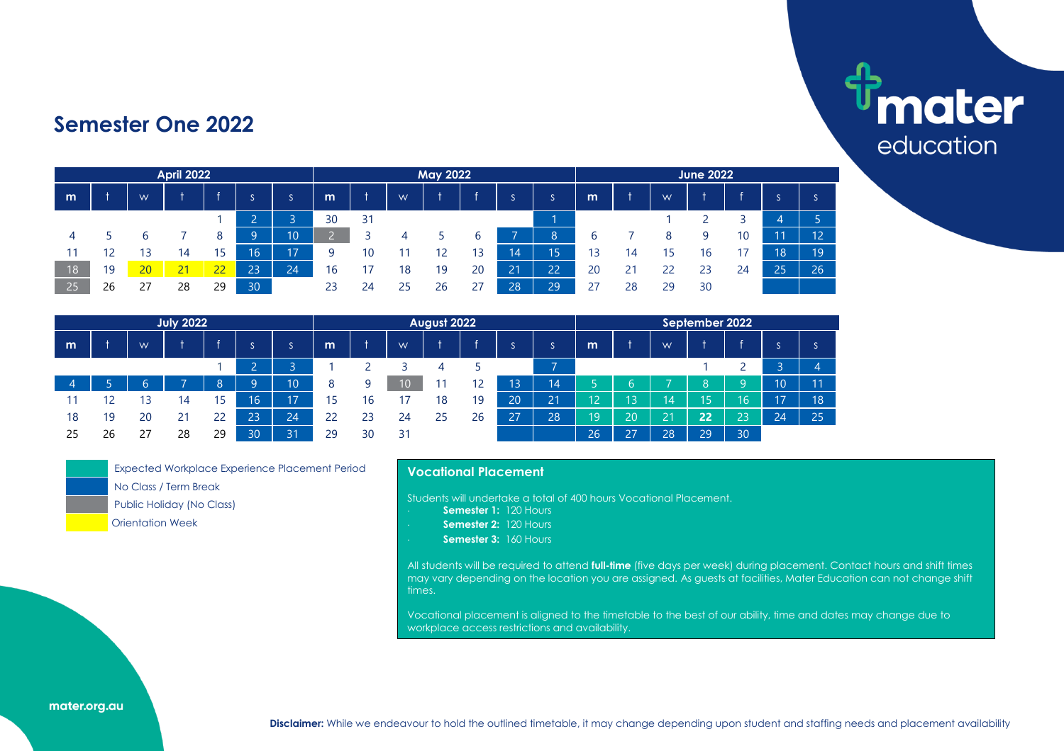# Semester One 2022

mater education

| April 2022 | | | | | | |
|---|---|---|---|---|---|---|
| m | t | w | t | f | s | s |
| | | | | 1 | 2 | 3 |
| 4 | 5 | 6 | 7 | 8 | 9 | 10 |
| 11 | 12 | 13 | 14 | 15 | 16 | 17 |
| 18 | 19 | 20 | 21 | 22 | 23 | 24 |
| 25 | 26 | 27 | 28 | 29 | 30 | |

| May 2022 | | | | | | |
|---|---|---|---|---|---|---|
| m | t | w | t | f | s | s |
| 30 | 31 | | | | | 1 |
| 2 | 3 | 4 | 5 | 6 | 7 | 8 |
| 9 | 10 | 11 | 12 | 13 | 14 | 15 |
| 16 | 17 | 18 | 19 | 20 | 21 | 22 |
| 23 | 24 | 25 | 26 | 27 | 28 | 29 |

| June 2022 | | | | | | |
|---|---|---|---|---|---|---|
| m | t | w | t | f | s | s |
| | | 1 | 2 | 3 | 4 | 5 |
| 6 | 7 | 8 | 9 | 10 | 11 | 12 |
| 13 | 14 | 15 | 16 | 17 | 18 | 19 |
| 20 | 21 | 22 | 23 | 24 | 25 | 26 |
| 27 | 28 | 29 | 30 | | | |

| July 2022 | | | | | | |
|---|---|---|---|---|---|---|
| m | t | w | t | f | s | s |
| | | | | 1 | 2 | 3 |
| 4 | 5 | 6 | 7 | 8 | 9 | 10 |
| 11 | 12 | 13 | 14 | 15 | 16 | 17 |
| 18 | 19 | 20 | 21 | 22 | 23 | 24 |
| 25 | 26 | 27 | 28 | 29 | 30 | 31 |

| August 2022 | | | | | | |
|---|---|---|---|---|---|---|
| m | t | w | t | f | s | s |
| 1 | 2 | 3 | 4 | 5 | | 7 |
| 8 | 9 | 10 | 11 | 12 | 13 | 14 |
| 15 | 16 | 17 | 18 | 19 | 20 | 21 |
| 22 | 23 | 24 | 25 | 26 | 27 | 28 |
| 29 | 30 | 31 | | | | |

| September 2022 | | | | | | |
|---|---|---|---|---|---|---|
| m | t | w | t | f | s | s |
| | | | 1 | 2 | 3 | 4 |
| 5 | 6 | 7 | 8 | 9 | 10 | 11 |
| 12 | 13 | 14 | 15 | 16 | 17 | 18 |
| 19 | 20 | 21 | **22** | 23 | 24 | 25 |
| 26 | 27 | 28 | 29 | 30 | | |

- Expected Workplace Experience Placement Period
- No Class / Term Break
- Public Holiday (No Class)
- Orientation Week

## Vocational Placement

Students will undertake a total of 400 hours Vocational Placement.

- **Semester 1:** 120 Hours
- **Semester 2:** 120 Hours
- **Semester 3:** 160 Hours

All students will be required to attend **full-time** (five days per week) during placement. Contact hours and shift times may vary depending on the location you are assigned. As guests at facilities, Mater Education can not change shift times.

Vocational placement is aligned to the timetable to the best of our ability, time and dates may change due to workplace access restrictions and availability.

mater.org.au

**Disclaimer:** While we endeavour to hold the outlined timetable, it may change depending upon student and staffing needs and placement availability